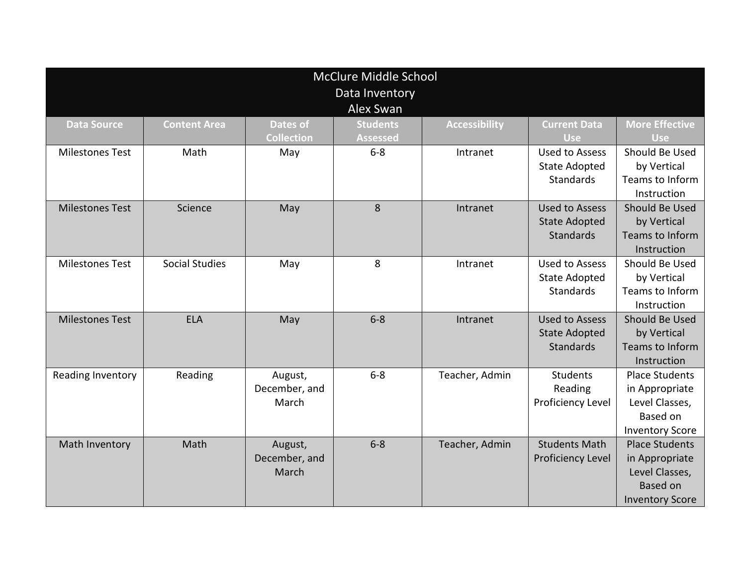# McClure Middle School

## Data Inventory

### Alex Swan

| Data Source | Content Area | Dates of Collection | Students Assessed | Accessibility | Current Data Use | More Effective Use |
|---|---|---|---|---|---|---|
| Milestones Test | Math | May | 6-8 | Intranet | Used to Assess State Adopted Standards | Should Be Used by Vertical Teams to Inform Instruction |
| Milestones Test | Science | May | 8 | Intranet | Used to Assess State Adopted Standards | Should Be Used by Vertical Teams to Inform Instruction |
| Milestones Test | Social Studies | May | 8 | Intranet | Used to Assess State Adopted Standards | Should Be Used by Vertical Teams to Inform Instruction |
| Milestones Test | ELA | May | 6-8 | Intranet | Used to Assess State Adopted Standards | Should Be Used by Vertical Teams to Inform Instruction |
| Reading Inventory | Reading | August, December, and March | 6-8 | Teacher, Admin | Students Reading Proficiency Level | Place Students in Appropriate Level Classes, Based on Inventory Score |
| Math Inventory | Math | August, December, and March | 6-8 | Teacher, Admin | Students Math Proficiency Level | Place Students in Appropriate Level Classes, Based on Inventory Score |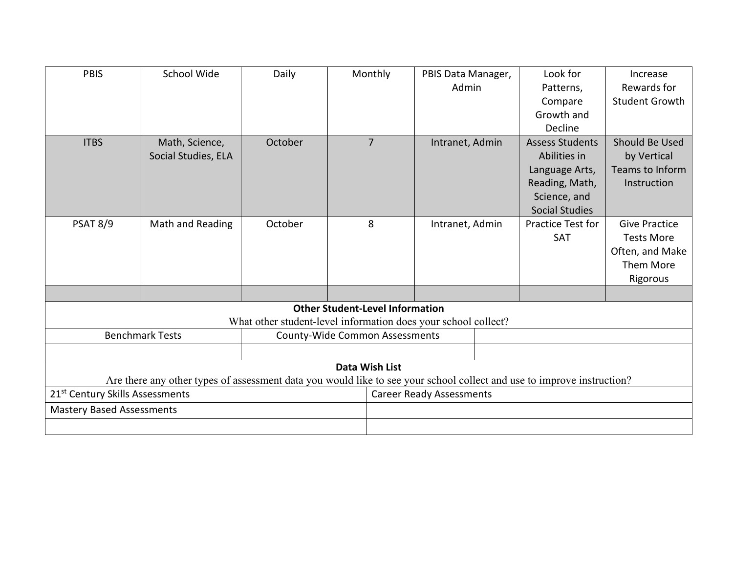| | | | | | | |
|---|---|---|---|---|---|---|
| PBIS | School Wide | Daily | Monthly | PBIS Data Manager, Admin | Look for Patterns, Compare Growth and Decline | Increase Rewards for Student Growth |
| ITBS | Math, Science, Social Studies, ELA | October | 7 | Intranet, Admin | Assess Students Abilities in Language Arts, Reading, Math, Science, and Social Studies | Should Be Used by Vertical Teams to Inform Instruction |
| PSAT 8/9 | Math and Reading | October | 8 | Intranet, Admin | Practice Test for SAT | Give Practice Tests More Often, and Make Them More Rigorous |
| | | | | | | |

**Other Student-Level Information**

What other student-level information does your school collect?

| | | |
|---|---|---|
| Benchmark Tests | County-Wide Common Assessments | |
| | | |

**Data Wish List**

Are there any other types of assessment data you would like to see your school collect and use to improve instruction?

| | |
|---|---|
| 21st Century Skills Assessments | Career Ready Assessments |
| Mastery Based Assessments | |
| | |